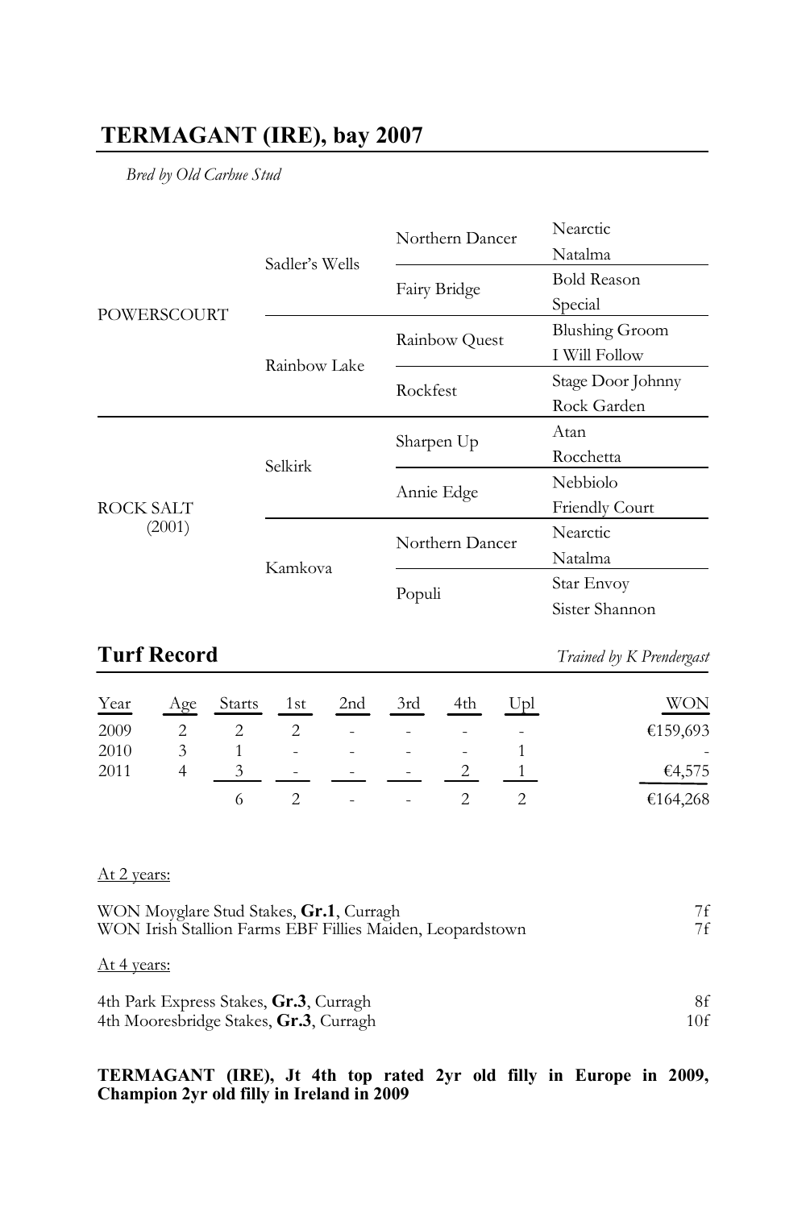# TERMAGANT (IRE), bay 2007

*Bred by Old Carhue Stud*

| | | | |
|---|---|---|---|
| POWERSCOURT | Sadler's Wells | Northern Dancer | Nearctic |
| | | | Natalma |
| | | Fairy Bridge | Bold Reason |
| | | | Special |
| | Rainbow Lake | Rainbow Quest | Blushing Groom |
| | | | I Will Follow |
| | | Rockfest | Stage Door Johnny |
| | | | Rock Garden |
| ROCK SALT (2001) | Selkirk | Sharpen Up | Atan |
| | | | Rocchetta |
| | | Annie Edge | Nebbiolo |
| | | | Friendly Court |
| | Kamkova | Northern Dancer | Nearctic |
| | | | Natalma |
| | | Populi | Star Envoy |
| | | | Sister Shannon |

## Turf Record

*Trained by K Prendergast*

| Year | Age | Starts | 1st | 2nd | 3rd | 4th | Upl | WON |
|---|---|---|---|---|---|---|---|---|
| 2009 | 2 | 2 | 2 | - | - | - | - | €159,693 |
| 2010 | 3 | 1 | - | - | - | - | 1 | - |
| 2011 | 4 | 3 | - | - | - | 2 | 1 | €4,575 |
| | | 6 | 2 | - | - | 2 | 2 | €164,268 |

At 2 years:

| | |
|---|---|
| WON Moyglare Stud Stakes, **Gr.1**, Curragh | 7f |
| WON Irish Stallion Farms EBF Fillies Maiden, Leopardstown | 7f |

At 4 years:

| | |
|---|---|
| 4th Park Express Stakes, **Gr.3**, Curragh | 8f |
| 4th Mooresbridge Stakes, **Gr.3**, Curragh | 10f |

**TERMAGANT (IRE), Jt 4th top rated 2yr old filly in Europe in 2009, Champion 2yr old filly in Ireland in 2009**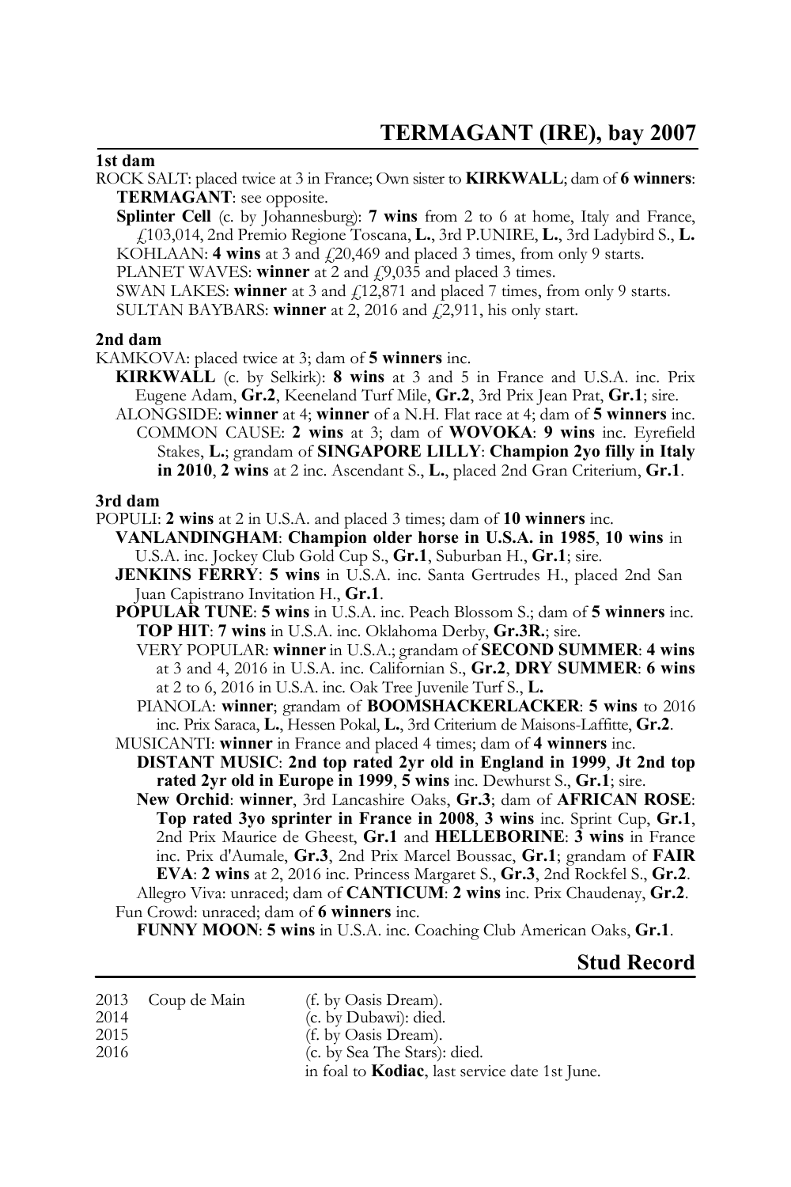## TERMAGANT (IRE), bay 2007

### 1st dam

ROCK SALT: placed twice at 3 in France; Own sister to **KIRKWALL**; dam of **6 winners**:

**TERMAGANT**: see opposite.

**Splinter Cell** (c. by Johannesburg): **7 wins** from 2 to 6 at home, Italy and France, £103,014, 2nd Premio Regione Toscana, **L.**, 3rd P.UNIRE, **L.**, 3rd Ladybird S., **L.**

KOHLAAN: **4 wins** at 3 and £20,469 and placed 3 times, from only 9 starts.

PLANET WAVES: **winner** at 2 and £9,035 and placed 3 times.

SWAN LAKES: **winner** at 3 and £12,871 and placed 7 times, from only 9 starts.

SULTAN BAYBARS: **winner** at 2, 2016 and £2,911, his only start.

### 2nd dam

KAMKOVA: placed twice at 3; dam of **5 winners** inc.

**KIRKWALL** (c. by Selkirk): **8 wins** at 3 and 5 in France and U.S.A. inc. Prix Eugene Adam, **Gr.2**, Keeneland Turf Mile, **Gr.2**, 3rd Prix Jean Prat, **Gr.1**; sire.

ALONGSIDE: **winner** at 4; **winner** of a N.H. Flat race at 4; dam of **5 winners** inc.

COMMON CAUSE: **2 wins** at 3; dam of **WOVOKA**: **9 wins** inc. Eyrefield Stakes, **L.**; grandam of **SINGAPORE LILLY**: **Champion 2yo filly in Italy in 2010**, **2 wins** at 2 inc. Ascendant S., **L.**, placed 2nd Gran Criterium, **Gr.1**.

### 3rd dam

POPULI: **2 wins** at 2 in U.S.A. and placed 3 times; dam of **10 winners** inc.

**VANLANDINGHAM**: **Champion older horse in U.S.A. in 1985**, **10 wins** in U.S.A. inc. Jockey Club Gold Cup S., **Gr.1**, Suburban H., **Gr.1**; sire.

**JENKINS FERRY**: **5 wins** in U.S.A. inc. Santa Gertrudes H., placed 2nd San Juan Capistrano Invitation H., **Gr.1**.

**POPULAR TUNE**: **5 wins** in U.S.A. inc. Peach Blossom S.; dam of **5 winners** inc.

**TOP HIT**: **7 wins** in U.S.A. inc. Oklahoma Derby, **Gr.3R.**; sire.

VERY POPULAR: **winner** in U.S.A.; grandam of **SECOND SUMMER**: **4 wins** at 3 and 4, 2016 in U.S.A. inc. Californian S., **Gr.2**, **DRY SUMMER**: **6 wins** at 2 to 6, 2016 in U.S.A. inc. Oak Tree Juvenile Turf S., **L.**

PIANOLA: **winner**; grandam of **BOOMSHACKERLACKER**: **5 wins** to 2016 inc. Prix Saraca, **L.**, Hessen Pokal, **L.**, 3rd Criterium de Maisons-Laffitte, **Gr.2**.

MUSICANTI: **winner** in France and placed 4 times; dam of **4 winners** inc.

**DISTANT MUSIC**: **2nd top rated 2yr old in England in 1999**, **Jt 2nd top rated 2yr old in Europe in 1999**, **5 wins** inc. Dewhurst S., **Gr.1**; sire.

**New Orchid**: **winner**, 3rd Lancashire Oaks, **Gr.3**; dam of **AFRICAN ROSE**: **Top rated 3yo sprinter in France in 2008**, **3 wins** inc. Sprint Cup, **Gr.1**, 2nd Prix Maurice de Gheest, **Gr.1** and **HELLEBORINE**: **3 wins** in France inc. Prix d'Aumale, **Gr.3**, 2nd Prix Marcel Boussac, **Gr.1**; grandam of **FAIR EVA**: **2 wins** at 2, 2016 inc. Princess Margaret S., **Gr.3**, 2nd Rockfel S., **Gr.2**.

Allegro Viva: unraced; dam of **CANTICUM**: **2 wins** inc. Prix Chaudenay, **Gr.2**.

Fun Crowd: unraced; dam of **6 winners** inc.

**FUNNY MOON**: **5 wins** in U.S.A. inc. Coaching Club American Oaks, **Gr.1**.

## Stud Record

| | | |
|---|---|---|
| 2013 | Coup de Main | (f. by Oasis Dream). |
| 2014 | | (c. by Dubawi): died. |
| 2015 | | (f. by Oasis Dream). |
| 2016 | | (c. by Sea The Stars): died. |
| | | in foal to **Kodiac**, last service date 1st June. |